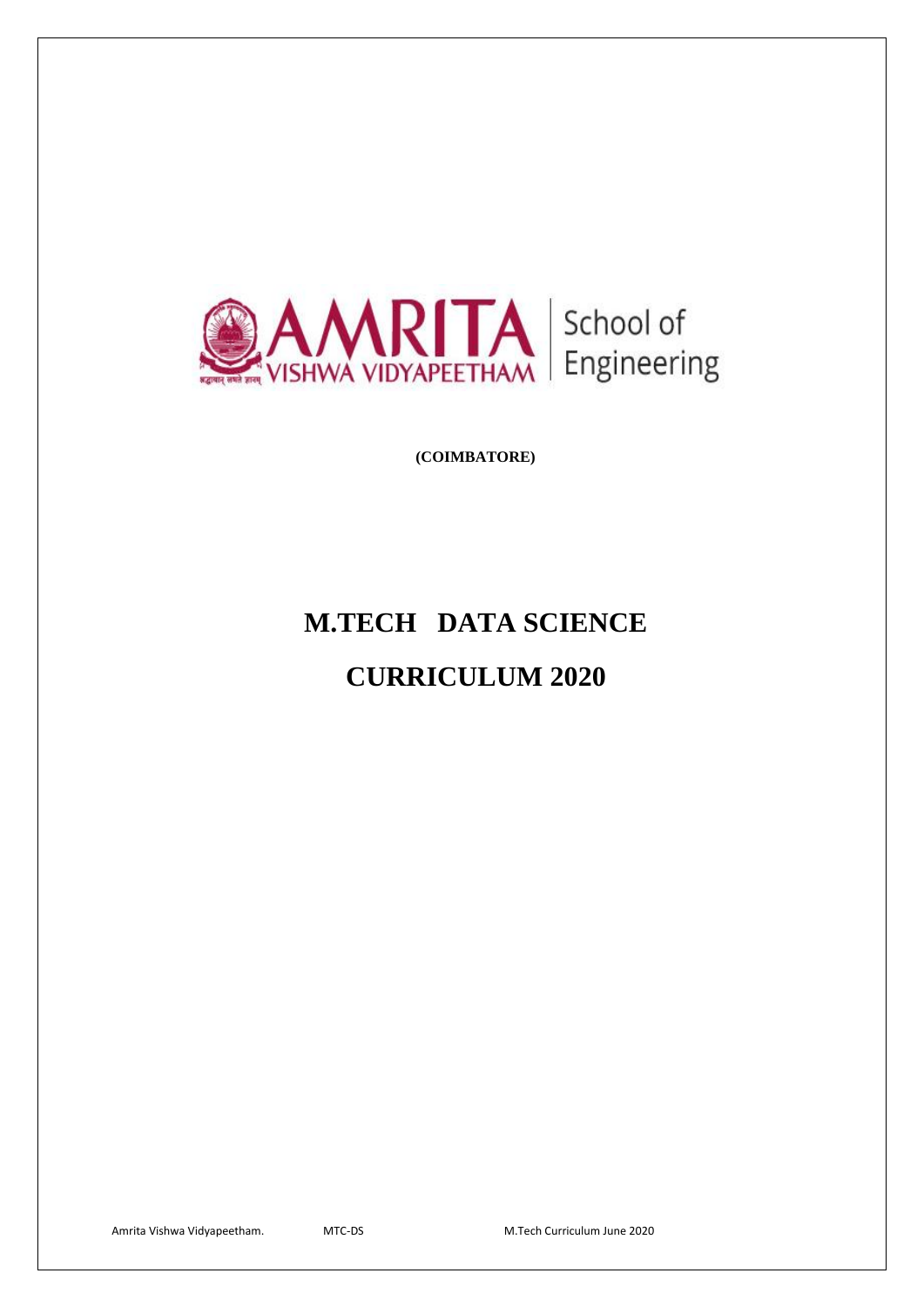AMRITA VISHWA VIDYAPEETHAM | School of Engineering

**(COIMBATORE)**

# M.TECH DATA SCIENCE

# CURRICULUM 2020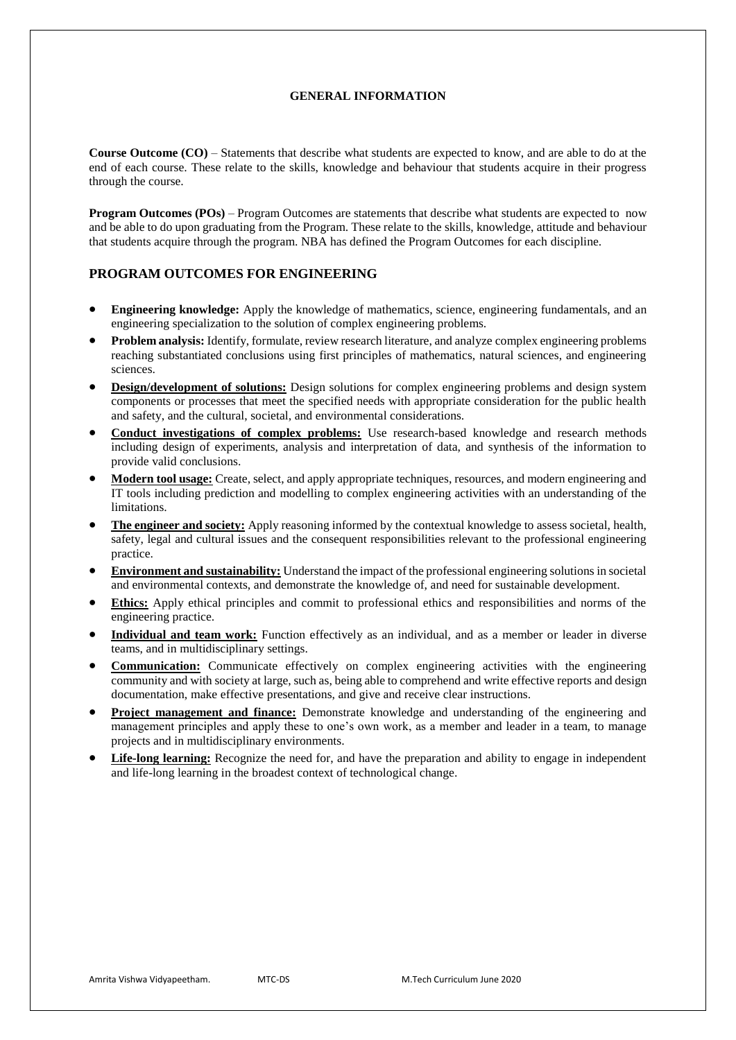**GENERAL INFORMATION**

**Course Outcome (CO)** – Statements that describe what students are expected to know, and are able to do at the end of each course. These relate to the skills, knowledge and behaviour that students acquire in their progress through the course.

**Program Outcomes (POs)** – Program Outcomes are statements that describe what students are expected to now and be able to do upon graduating from the Program. These relate to the skills, knowledge, attitude and behaviour that students acquire through the program. NBA has defined the Program Outcomes for each discipline.

## PROGRAM OUTCOMES FOR ENGINEERING

- **Engineering knowledge:** Apply the knowledge of mathematics, science, engineering fundamentals, and an engineering specialization to the solution of complex engineering problems.
- **Problem analysis:** Identify, formulate, review research literature, and analyze complex engineering problems reaching substantiated conclusions using first principles of mathematics, natural sciences, and engineering sciences.
- **Design/development of solutions:** Design solutions for complex engineering problems and design system components or processes that meet the specified needs with appropriate consideration for the public health and safety, and the cultural, societal, and environmental considerations.
- **Conduct investigations of complex problems:** Use research-based knowledge and research methods including design of experiments, analysis and interpretation of data, and synthesis of the information to provide valid conclusions.
- **Modern tool usage:** Create, select, and apply appropriate techniques, resources, and modern engineering and IT tools including prediction and modelling to complex engineering activities with an understanding of the limitations.
- **The engineer and society:** Apply reasoning informed by the contextual knowledge to assess societal, health, safety, legal and cultural issues and the consequent responsibilities relevant to the professional engineering practice.
- **Environment and sustainability:** Understand the impact of the professional engineering solutions in societal and environmental contexts, and demonstrate the knowledge of, and need for sustainable development.
- **Ethics:** Apply ethical principles and commit to professional ethics and responsibilities and norms of the engineering practice.
- **Individual and team work:** Function effectively as an individual, and as a member or leader in diverse teams, and in multidisciplinary settings.
- **Communication:** Communicate effectively on complex engineering activities with the engineering community and with society at large, such as, being able to comprehend and write effective reports and design documentation, make effective presentations, and give and receive clear instructions.
- **Project management and finance:** Demonstrate knowledge and understanding of the engineering and management principles and apply these to one's own work, as a member and leader in a team, to manage projects and in multidisciplinary environments.
- **Life-long learning:** Recognize the need for, and have the preparation and ability to engage in independent and life-long learning in the broadest context of technological change.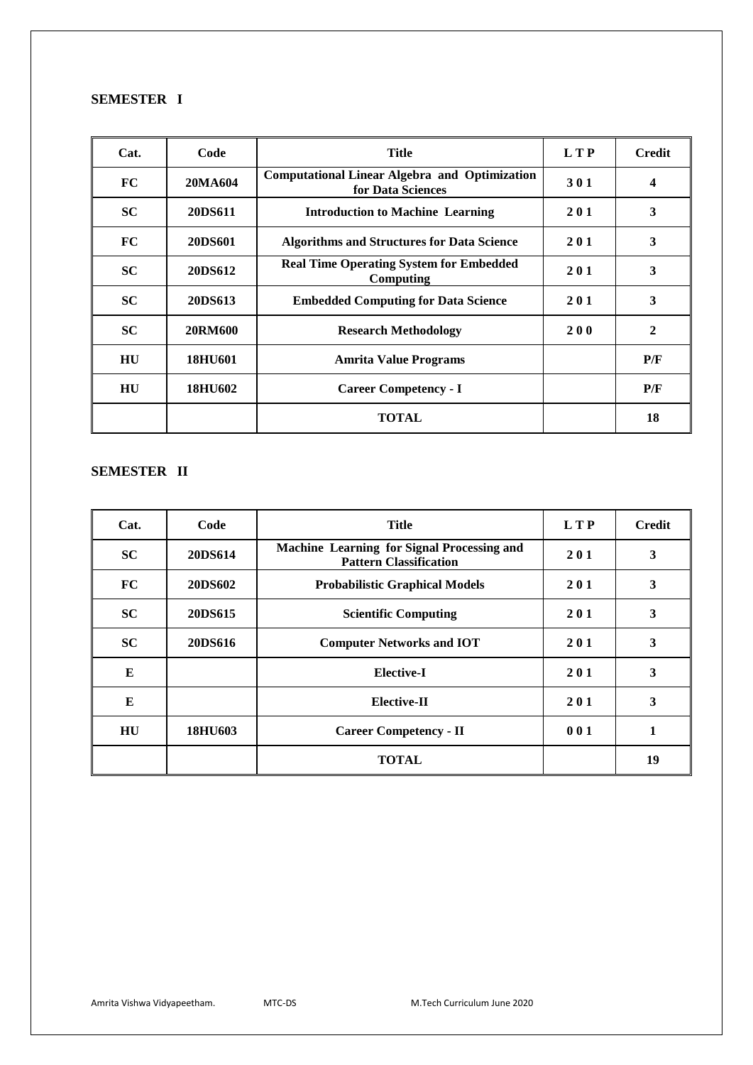## SEMESTER I

| Cat. | Code | Title | L T P | Credit |
|---|---|---|---|---|
| FC | 20MA604 | Computational Linear Algebra and Optimization for Data Sciences | 3 0 1 | 4 |
| SC | 20DS611 | Introduction to Machine Learning | 2 0 1 | 3 |
| FC | 20DS601 | Algorithms and Structures for Data Science | 2 0 1 | 3 |
| SC | 20DS612 | Real Time Operating System for Embedded Computing | 2 0 1 | 3 |
| SC | 20DS613 | Embedded Computing for Data Science | 2 0 1 | 3 |
| SC | 20RM600 | Research Methodology | 2 0 0 | 2 |
| HU | 18HU601 | Amrita Value Programs | | P/F |
| HU | 18HU602 | Career Competency - I | | P/F |
| | | TOTAL | | 18 |

## SEMESTER II

| Cat. | Code | Title | L T P | Credit |
|---|---|---|---|---|
| SC | 20DS614 | Machine Learning for Signal Processing and Pattern Classification | 2 0 1 | 3 |
| FC | 20DS602 | Probabilistic Graphical Models | 2 0 1 | 3 |
| SC | 20DS615 | Scientific Computing | 2 0 1 | 3 |
| SC | 20DS616 | Computer Networks and IOT | 2 0 1 | 3 |
| E | | Elective-I | 2 0 1 | 3 |
| E | | Elective-II | 2 0 1 | 3 |
| HU | 18HU603 | Career Competency - II | 0 0 1 | 1 |
| | | TOTAL | | 19 |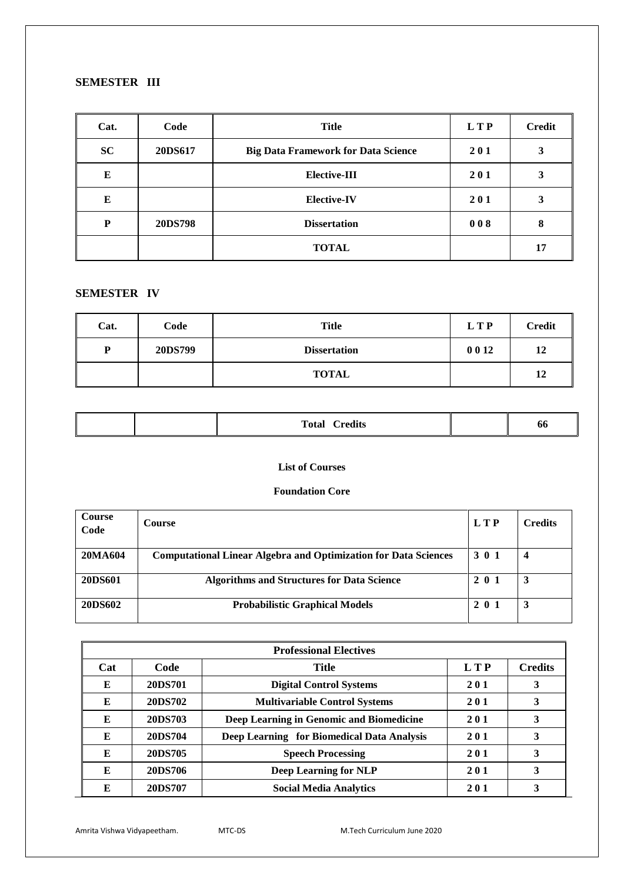## SEMESTER III

| Cat. | Code | Title | L T P | Credit |
|---|---|---|---|---|
| SC | 20DS617 | Big Data Framework for Data Science | 2 0 1 | 3 |
| E | | Elective-III | 2 0 1 | 3 |
| E | | Elective-IV | 2 0 1 | 3 |
| P | 20DS798 | Dissertation | 0 0 8 | 8 |
| | | TOTAL | | 17 |

## SEMESTER IV

| Cat. | Code | Title | L T P | Credit |
|---|---|---|---|---|
| P | 20DS799 | Dissertation | 0 0 12 | 12 |
| | | TOTAL | | 12 |

| | | Total Credits | | 66 |
|---|---|---|---|---|

**List of Courses**

**Foundation Core**

| Course Code | Course | L T P | Credits |
|---|---|---|---|
| 20MA604 | Computational Linear Algebra and Optimization for Data Sciences | 3 0 1 | 4 |
| 20DS601 | Algorithms and Structures for Data Science | 2 0 1 | 3 |
| 20DS602 | Probabilistic Graphical Models | 2 0 1 | 3 |

| Professional Electives | | | | |
|---|---|---|---|---|
| Cat | Code | Title | L T P | Credits |
| E | 20DS701 | Digital Control Systems | 2 0 1 | 3 |
| E | 20DS702 | Multivariable Control Systems | 2 0 1 | 3 |
| E | 20DS703 | Deep Learning in Genomic and Biomedicine | 2 0 1 | 3 |
| E | 20DS704 | Deep Learning for Biomedical Data Analysis | 2 0 1 | 3 |
| E | 20DS705 | Speech Processing | 2 0 1 | 3 |
| E | 20DS706 | Deep Learning for NLP | 2 0 1 | 3 |
| E | 20DS707 | Social Media Analytics | 2 0 1 | 3 |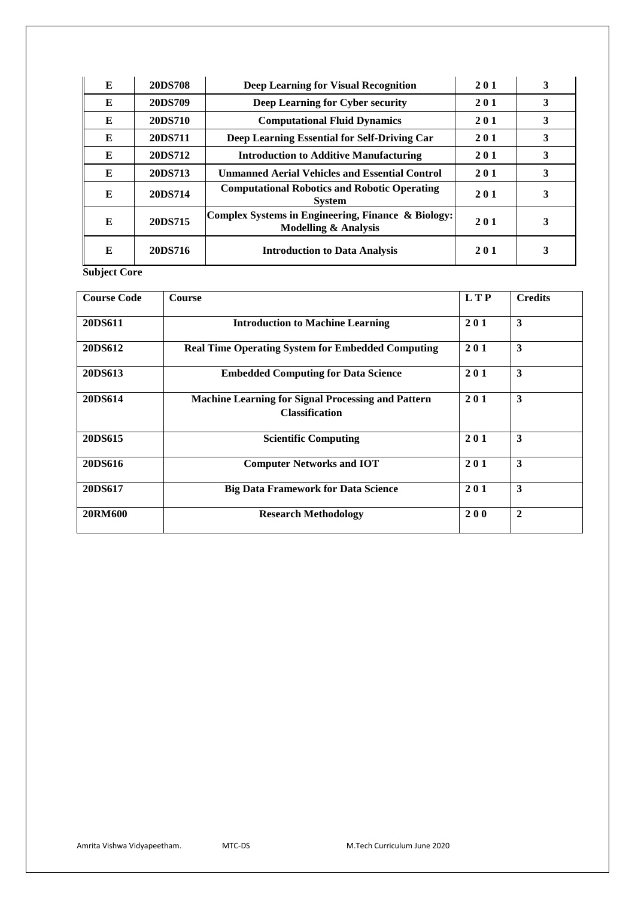| | | | | |
|---|---|---|---|---|
| E | 20DS708 | Deep Learning for Visual Recognition | 2 0 1 | 3 |
| E | 20DS709 | Deep Learning for Cyber security | 2 0 1 | 3 |
| E | 20DS710 | Computational Fluid Dynamics | 2 0 1 | 3 |
| E | 20DS711 | Deep Learning Essential for Self-Driving Car | 2 0 1 | 3 |
| E | 20DS712 | Introduction to Additive Manufacturing | 2 0 1 | 3 |
| E | 20DS713 | Unmanned Aerial Vehicles and Essential Control | 2 0 1 | 3 |
| E | 20DS714 | Computational Robotics and Robotic Operating System | 2 0 1 | 3 |
| E | 20DS715 | Complex Systems in Engineering, Finance & Biology: Modelling & Analysis | 2 0 1 | 3 |
| E | 20DS716 | Introduction to Data Analysis | 2 0 1 | 3 |

**Subject Core**

| Course Code | Course | L T P | Credits |
|---|---|---|---|
| 20DS611 | Introduction to Machine Learning | 2 0 1 | 3 |
| 20DS612 | Real Time Operating System for Embedded Computing | 2 0 1 | 3 |
| 20DS613 | Embedded Computing for Data Science | 2 0 1 | 3 |
| 20DS614 | Machine Learning for Signal Processing and Pattern Classification | 2 0 1 | 3 |
| 20DS615 | Scientific Computing | 2 0 1 | 3 |
| 20DS616 | Computer Networks and IOT | 2 0 1 | 3 |
| 20DS617 | Big Data Framework for Data Science | 2 0 1 | 3 |
| 20RM600 | Research Methodology | 2 0 0 | 2 |